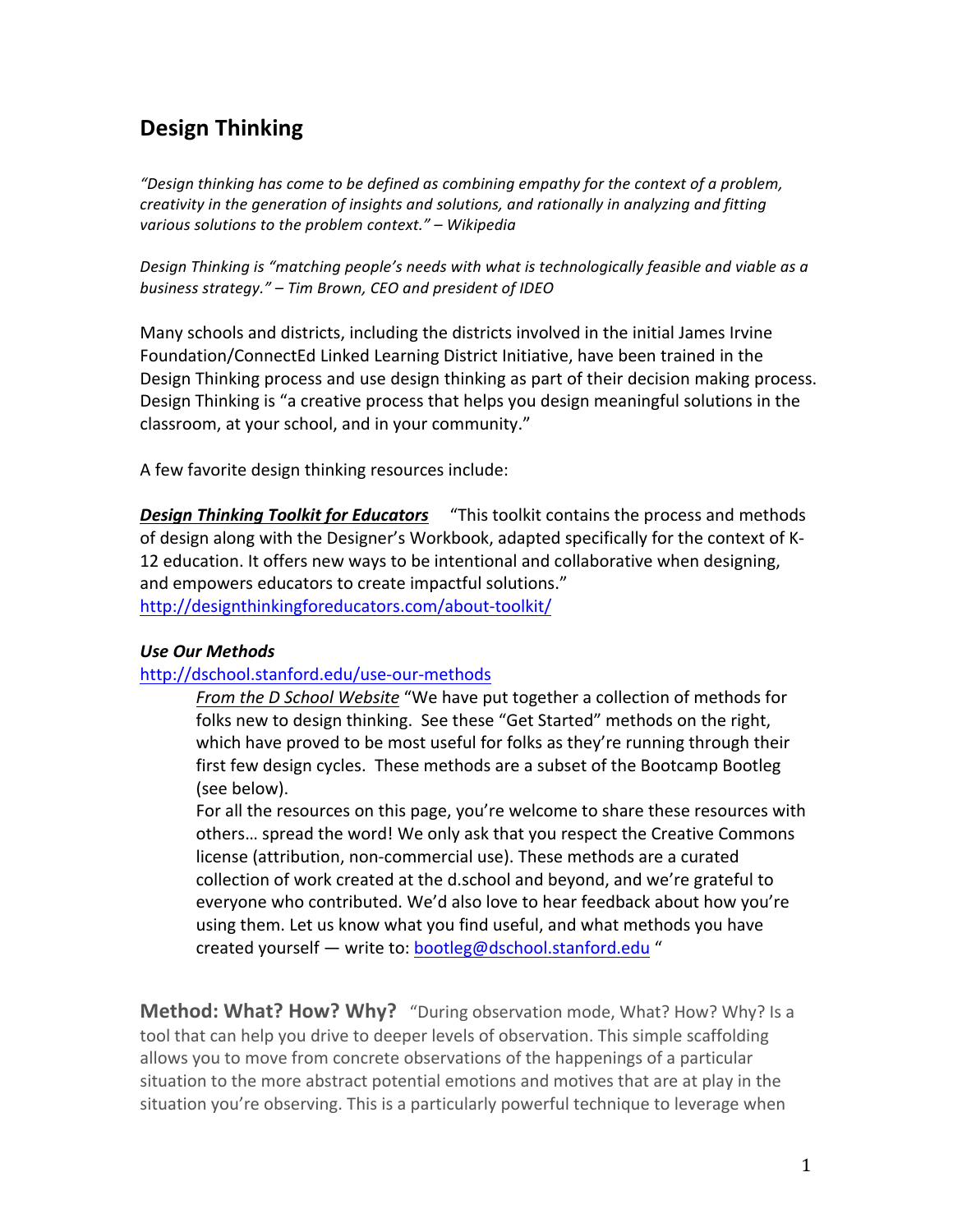# Design Thinking

*"Design thinking has come to be defined as combining empathy for the context of a problem, creativity in the generation of insights and solutions, and rationally in analyzing and fitting various solutions to the problem context." – Wikipedia*

*Design Thinking is "matching people's needs with what is technologically feasible and viable as a business strategy." – Tim Brown, CEO and president of IDEO*

Many schools and districts, including the districts involved in the initial James Irvine Foundation/ConnectEd Linked Learning District Initiative, have been trained in the Design Thinking process and use design thinking as part of their decision making process. Design Thinking is "a creative process that helps you design meaningful solutions in the classroom, at your school, and in your community."

A few favorite design thinking resources include:

***Design Thinking Toolkit for Educators*** "This toolkit contains the process and methods of design along with the Designer's Workbook, adapted specifically for the context of K-12 education. It offers new ways to be intentional and collaborative when designing, and empowers educators to create impactful solutions."
http://designthinkingforeducators.com/about-toolkit/

***Use Our Methods***
http://dschool.stanford.edu/use-our-methods

> *From the D School Website* "We have put together a collection of methods for folks new to design thinking. See these "Get Started" methods on the right, which have proved to be most useful for folks as they're running through their first few design cycles. These methods are a subset of the Bootcamp Bootleg (see below).
> For all the resources on this page, you're welcome to share these resources with others… spread the word! We only ask that you respect the Creative Commons license (attribution, non-commercial use). These methods are a curated collection of work created at the d.school and beyond, and we're grateful to everyone who contributed. We'd also love to hear feedback about how you're using them. Let us know what you find useful, and what methods you have created yourself — write to: bootleg@dschool.stanford.edu "

**Method: What? How? Why?** "During observation mode, What? How? Why? Is a tool that can help you drive to deeper levels of observation. This simple scaffolding allows you to move from concrete observations of the happenings of a particular situation to the more abstract potential emotions and motives that are at play in the situation you're observing. This is a particularly powerful technique to leverage when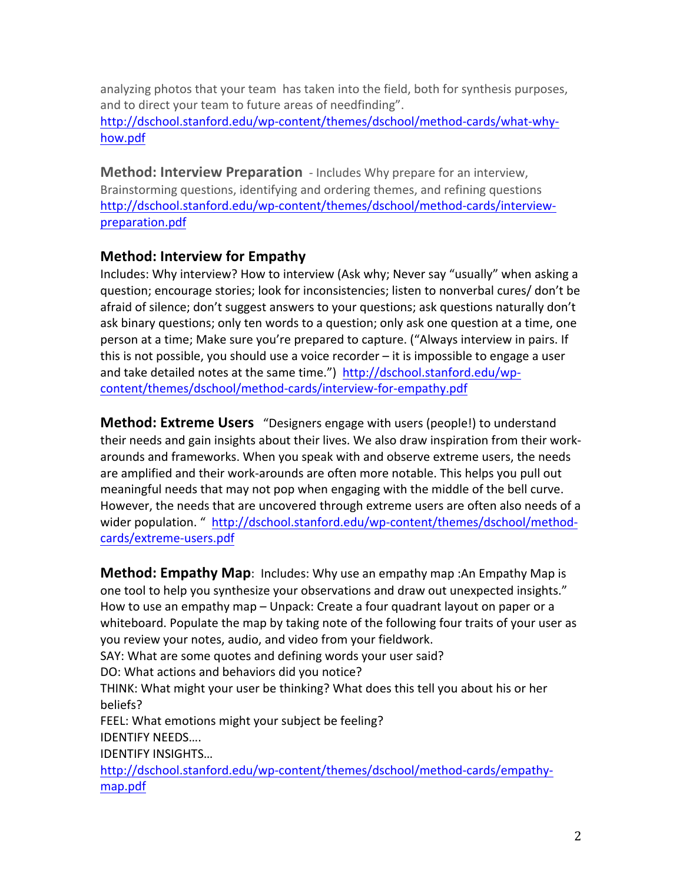analyzing photos that your team has taken into the field, both for synthesis purposes, and to direct your team to future areas of needfinding". http://dschool.stanford.edu/wp-content/themes/dschool/method-cards/what-why-how.pdf

**Method: Interview Preparation** - Includes Why prepare for an interview, Brainstorming questions, identifying and ordering themes, and refining questions http://dschool.stanford.edu/wp-content/themes/dschool/method-cards/interview-preparation.pdf

**Method: Interview for Empathy**

Includes: Why interview? How to interview (Ask why; Never say "usually" when asking a question; encourage stories; look for inconsistencies; listen to nonverbal cures/ don't be afraid of silence; don't suggest answers to your questions; ask questions naturally don't ask binary questions; only ten words to a question; only ask one question at a time, one person at a time; Make sure you're prepared to capture. ("Always interview in pairs. If this is not possible, you should use a voice recorder – it is impossible to engage a user and take detailed notes at the same time.") http://dschool.stanford.edu/wp-content/themes/dschool/method-cards/interview-for-empathy.pdf

**Method: Extreme Users** "Designers engage with users (people!) to understand their needs and gain insights about their lives. We also draw inspiration from their work-arounds and frameworks. When you speak with and observe extreme users, the needs are amplified and their work-arounds are often more notable. This helps you pull out meaningful needs that may not pop when engaging with the middle of the bell curve. However, the needs that are uncovered through extreme users are often also needs of a wider population. " http://dschool.stanford.edu/wp-content/themes/dschool/method-cards/extreme-users.pdf

**Method: Empathy Map**: Includes: Why use an empathy map :An Empathy Map is one tool to help you synthesize your observations and draw out unexpected insights." How to use an empathy map – Unpack: Create a four quadrant layout on paper or a whiteboard. Populate the map by taking note of the following four traits of your user as you review your notes, audio, and video from your fieldwork.

SAY: What are some quotes and defining words your user said?

DO: What actions and behaviors did you notice?

THINK: What might your user be thinking? What does this tell you about his or her beliefs?

FEEL: What emotions might your subject be feeling?

IDENTIFY NEEDS….

IDENTIFY INSIGHTS…

http://dschool.stanford.edu/wp-content/themes/dschool/method-cards/empathy-map.pdf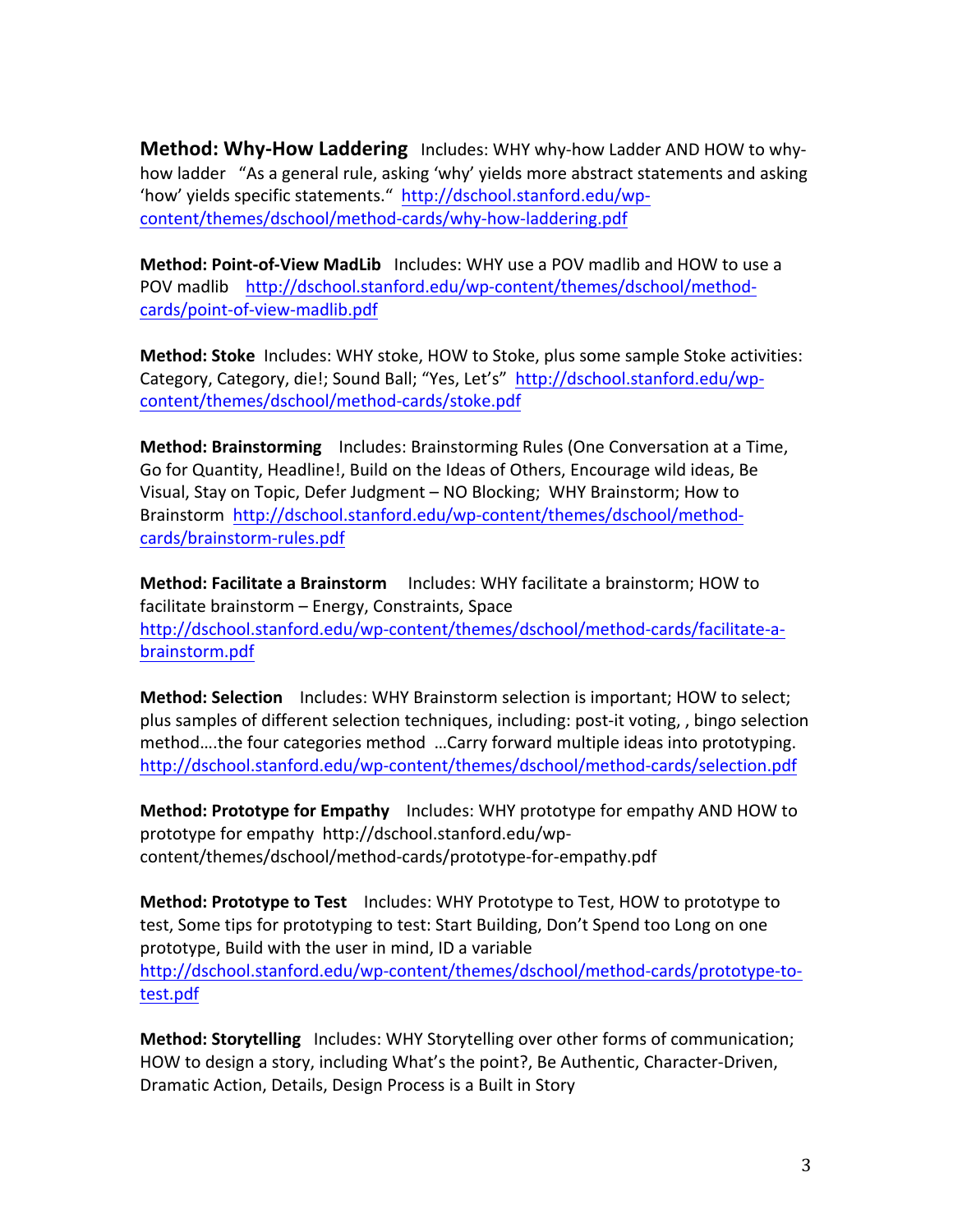**Method: Why-How Laddering** Includes: WHY why-how Ladder AND HOW to why-how ladder "As a general rule, asking 'why' yields more abstract statements and asking 'how' yields specific statements." http://dschool.stanford.edu/wp-content/themes/dschool/method-cards/why-how-laddering.pdf

**Method: Point-of-View MadLib** Includes: WHY use a POV madlib and HOW to use a POV madlib http://dschool.stanford.edu/wp-content/themes/dschool/method-cards/point-of-view-madlib.pdf

**Method: Stoke** Includes: WHY stoke, HOW to Stoke, plus some sample Stoke activities: Category, Category, die!; Sound Ball; "Yes, Let's" http://dschool.stanford.edu/wp-content/themes/dschool/method-cards/stoke.pdf

**Method: Brainstorming** Includes: Brainstorming Rules (One Conversation at a Time, Go for Quantity, Headline!, Build on the Ideas of Others, Encourage wild ideas, Be Visual, Stay on Topic, Defer Judgment – NO Blocking; WHY Brainstorm; How to Brainstorm http://dschool.stanford.edu/wp-content/themes/dschool/method-cards/brainstorm-rules.pdf

**Method: Facilitate a Brainstorm** Includes: WHY facilitate a brainstorm; HOW to facilitate brainstorm – Energy, Constraints, Space http://dschool.stanford.edu/wp-content/themes/dschool/method-cards/facilitate-a-brainstorm.pdf

**Method: Selection** Includes: WHY Brainstorm selection is important; HOW to select; plus samples of different selection techniques, including: post-it voting, , bingo selection method….the four categories method …Carry forward multiple ideas into prototyping. http://dschool.stanford.edu/wp-content/themes/dschool/method-cards/selection.pdf

**Method: Prototype for Empathy** Includes: WHY prototype for empathy AND HOW to prototype for empathy http://dschool.stanford.edu/wp-content/themes/dschool/method-cards/prototype-for-empathy.pdf

**Method: Prototype to Test** Includes: WHY Prototype to Test, HOW to prototype to test, Some tips for prototyping to test: Start Building, Don't Spend too Long on one prototype, Build with the user in mind, ID a variable http://dschool.stanford.edu/wp-content/themes/dschool/method-cards/prototype-to-test.pdf

**Method: Storytelling** Includes: WHY Storytelling over other forms of communication; HOW to design a story, including What's the point?, Be Authentic, Character-Driven, Dramatic Action, Details, Design Process is a Built in Story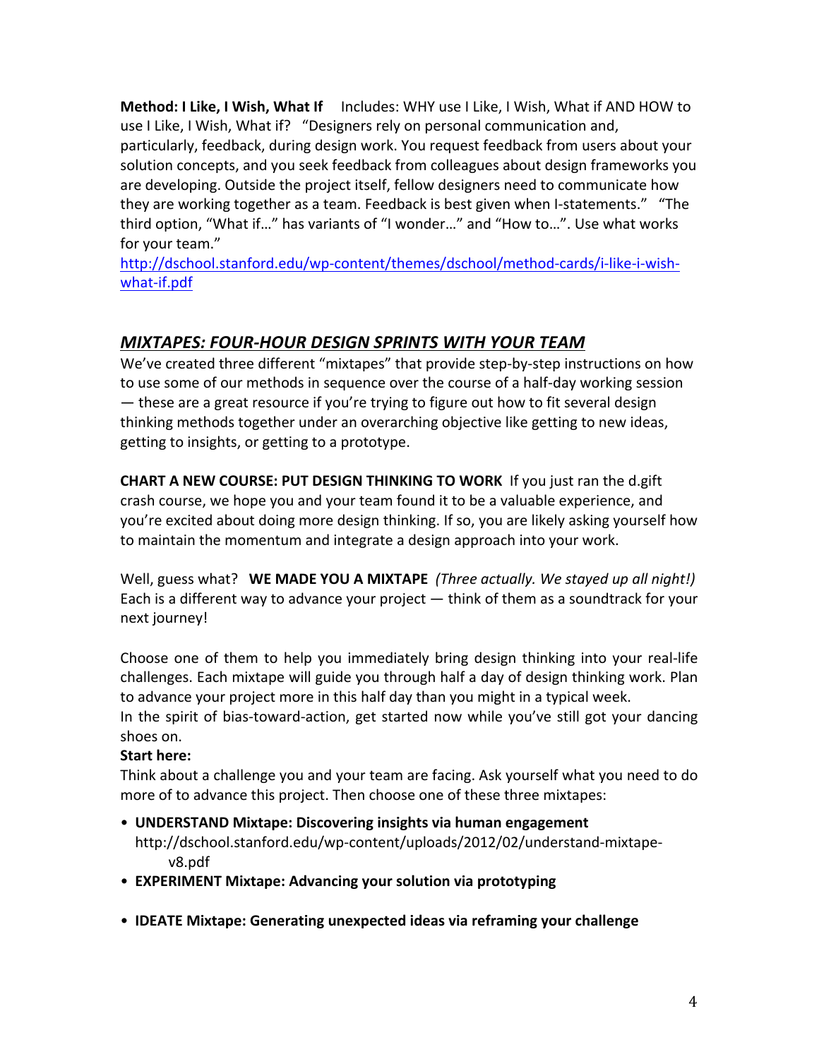**Method: I Like, I Wish, What If** Includes: WHY use I Like, I Wish, What if AND HOW to use I Like, I Wish, What if? "Designers rely on personal communication and, particularly, feedback, during design work. You request feedback from users about your solution concepts, and you seek feedback from colleagues about design frameworks you are developing. Outside the project itself, fellow designers need to communicate how they are working together as a team. Feedback is best given when I-statements." "The third option, "What if…" has variants of "I wonder…" and "How to…". Use what works for your team."
http://dschool.stanford.edu/wp-content/themes/dschool/method-cards/i-like-i-wish-what-if.pdf

## *MIXTAPES: FOUR-HOUR DESIGN SPRINTS WITH YOUR TEAM*

We've created three different "mixtapes" that provide step-by-step instructions on how to use some of our methods in sequence over the course of a half-day working session — these are a great resource if you're trying to figure out how to fit several design thinking methods together under an overarching objective like getting to new ideas, getting to insights, or getting to a prototype.

**CHART A NEW COURSE: PUT DESIGN THINKING TO WORK** If you just ran the d.gift crash course, we hope you and your team found it to be a valuable experience, and you're excited about doing more design thinking. If so, you are likely asking yourself how to maintain the momentum and integrate a design approach into your work.

Well, guess what? **WE MADE YOU A MIXTAPE** *(Three actually. We stayed up all night!)* Each is a different way to advance your project — think of them as a soundtrack for your next journey!

Choose one of them to help you immediately bring design thinking into your real-life challenges. Each mixtape will guide you through half a day of design thinking work. Plan to advance your project more in this half day than you might in a typical week.
In the spirit of bias-toward-action, get started now while you've still got your dancing shoes on.

**Start here:**
Think about a challenge you and your team are facing. Ask yourself what you need to do more of to advance this project. Then choose one of these three mixtapes:

- **UNDERSTAND Mixtape: Discovering insights via human engagement**
  http://dschool.stanford.edu/wp-content/uploads/2012/02/understand-mixtape-v8.pdf
- **EXPERIMENT Mixtape: Advancing your solution via prototyping**
- **IDEATE Mixtape: Generating unexpected ideas via reframing your challenge**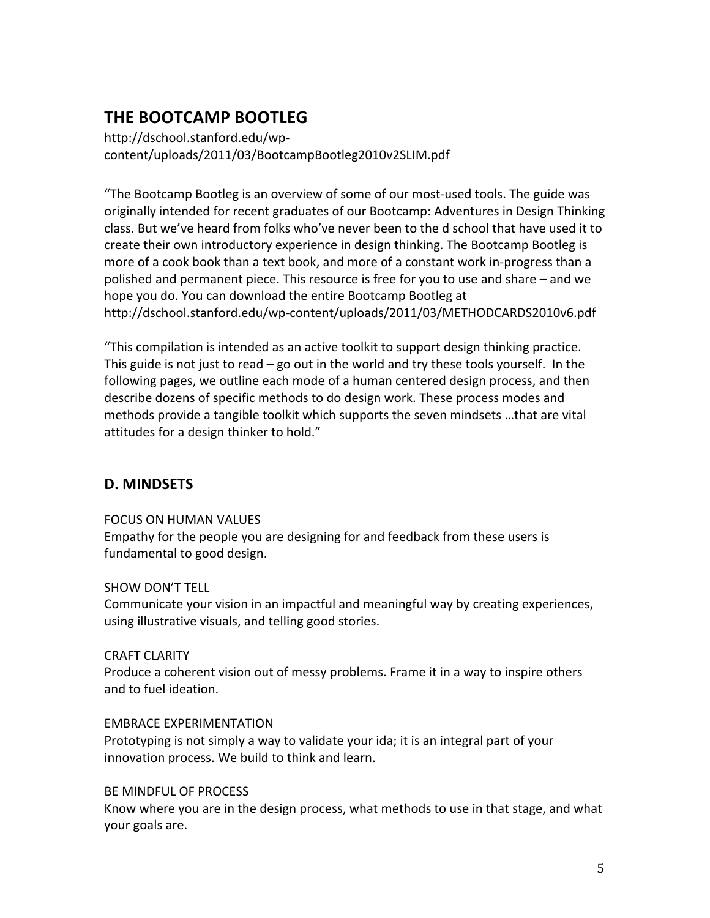## THE BOOTCAMP BOOTLEG

http://dschool.stanford.edu/wp-content/uploads/2011/03/BootcampBootleg2010v2SLIM.pdf

"The Bootcamp Bootleg is an overview of some of our most-used tools. The guide was originally intended for recent graduates of our Bootcamp: Adventures in Design Thinking class. But we've heard from folks who've never been to the d school that have used it to create their own introductory experience in design thinking. The Bootcamp Bootleg is more of a cook book than a text book, and more of a constant work in-progress than a polished and permanent piece. This resource is free for you to use and share – and we hope you do. You can download the entire Bootcamp Bootleg at http://dschool.stanford.edu/wp-content/uploads/2011/03/METHODCARDS2010v6.pdf

"This compilation is intended as an active toolkit to support design thinking practice. This guide is not just to read – go out in the world and try these tools yourself. In the following pages, we outline each mode of a human centered design process, and then describe dozens of specific methods to do design work. These process modes and methods provide a tangible toolkit which supports the seven mindsets …that are vital attitudes for a design thinker to hold."

## D. MINDSETS

FOCUS ON HUMAN VALUES
Empathy for the people you are designing for and feedback from these users is fundamental to good design.

SHOW DON'T TELL
Communicate your vision in an impactful and meaningful way by creating experiences, using illustrative visuals, and telling good stories.

CRAFT CLARITY
Produce a coherent vision out of messy problems. Frame it in a way to inspire others and to fuel ideation.

EMBRACE EXPERIMENTATION
Prototyping is not simply a way to validate your ida; it is an integral part of your innovation process. We build to think and learn.

BE MINDFUL OF PROCESS
Know where you are in the design process, what methods to use in that stage, and what your goals are.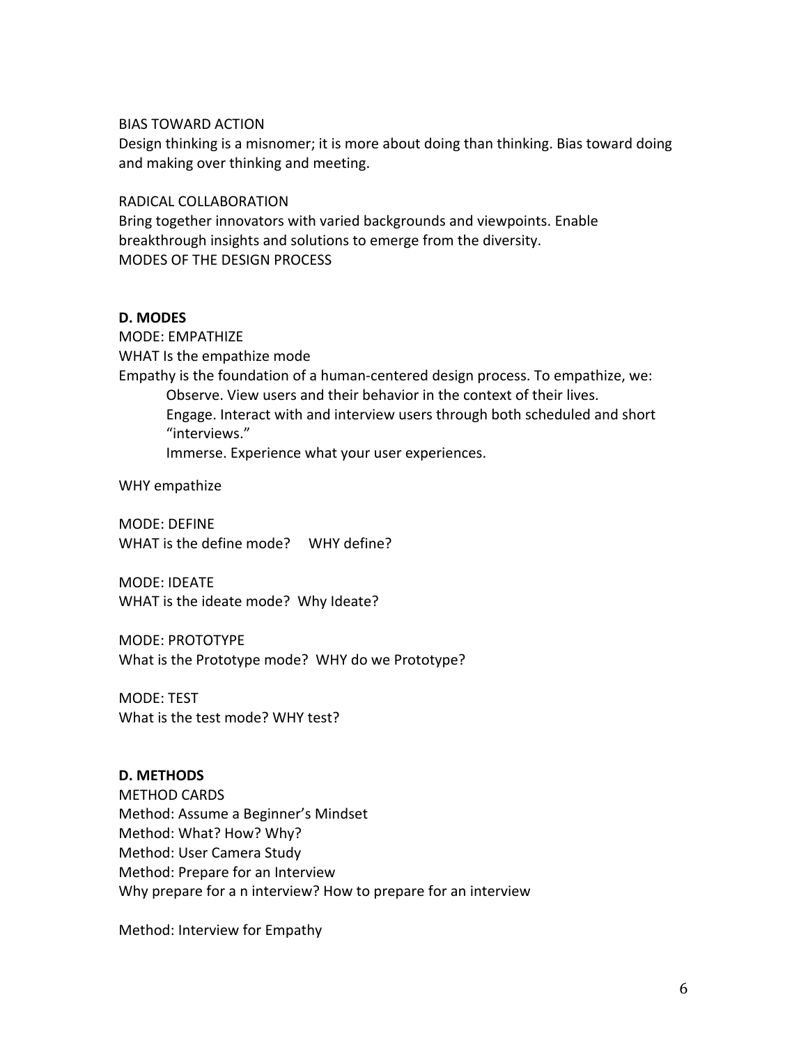BIAS TOWARD ACTION

Design thinking is a misnomer; it is more about doing than thinking. Bias toward doing and making over thinking and meeting.

RADICAL COLLABORATION

Bring together innovators with varied backgrounds and viewpoints. Enable breakthrough insights and solutions to emerge from the diversity.

MODES OF THE DESIGN PROCESS

**D. MODES**

MODE: EMPATHIZE

WHAT Is the empathize mode

Empathy is the foundation of a human-centered design process. To empathize, we:

- Observe. View users and their behavior in the context of their lives.
- Engage. Interact with and interview users through both scheduled and short “interviews.”
- Immerse. Experience what your user experiences.

WHY empathize

MODE: DEFINE

WHAT is the define mode? WHY define?

MODE: IDEATE

WHAT is the ideate mode? Why Ideate?

MODE: PROTOTYPE

What is the Prototype mode? WHY do we Prototype?

MODE: TEST

What is the test mode? WHY test?

**D. METHODS**

METHOD CARDS

Method: Assume a Beginner’s Mindset

Method: What? How? Why?

Method: User Camera Study

Method: Prepare for an Interview

Why prepare for a n interview? How to prepare for an interview

Method: Interview for Empathy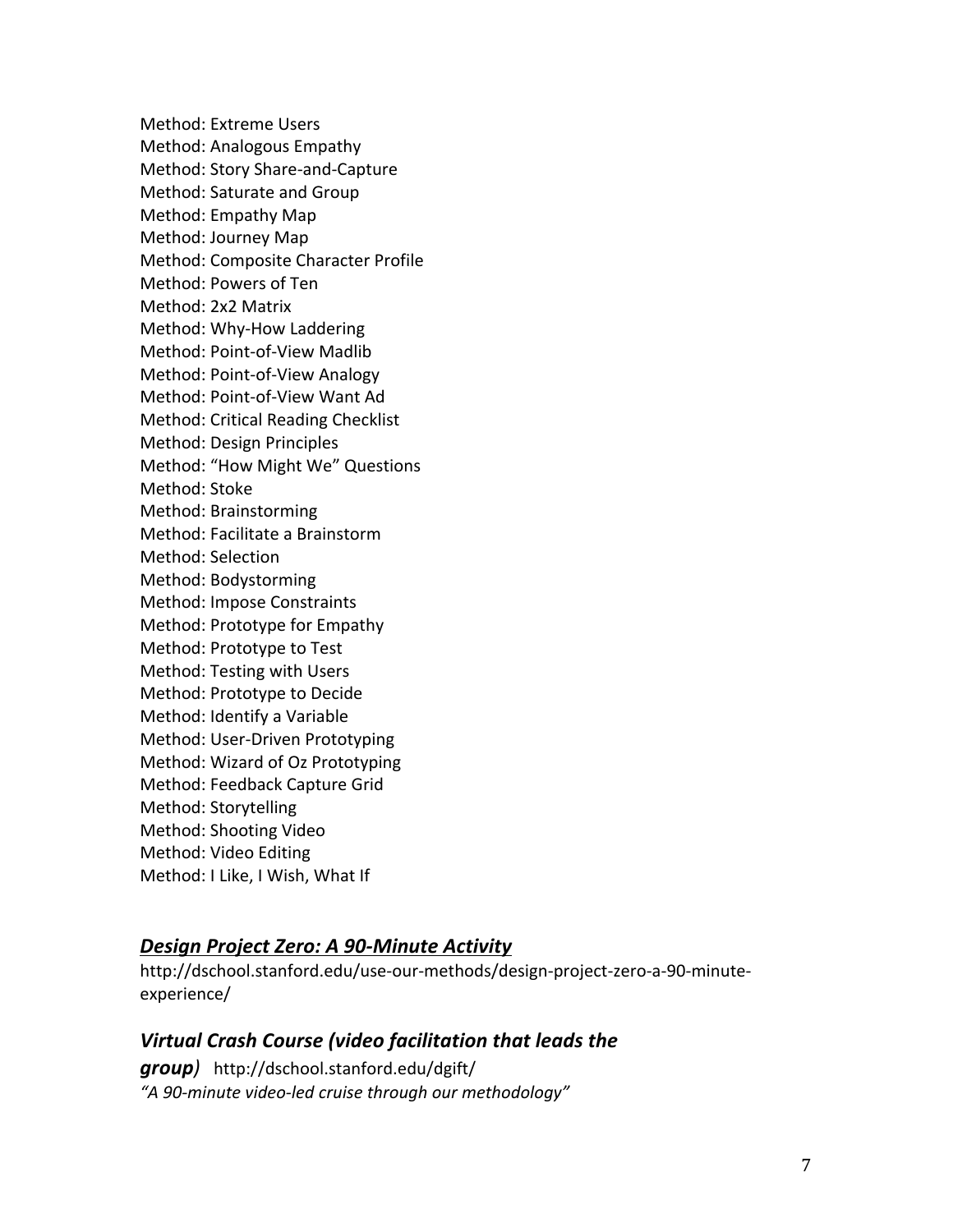Method: Extreme Users
Method: Analogous Empathy
Method: Story Share-and-Capture
Method: Saturate and Group
Method: Empathy Map
Method: Journey Map
Method: Composite Character Profile
Method: Powers of Ten
Method: 2x2 Matrix
Method: Why-How Laddering
Method: Point-of-View Madlib
Method: Point-of-View Analogy
Method: Point-of-View Want Ad
Method: Critical Reading Checklist
Method: Design Principles
Method: "How Might We" Questions
Method: Stoke
Method: Brainstorming
Method: Facilitate a Brainstorm
Method: Selection
Method: Bodystorming
Method: Impose Constraints
Method: Prototype for Empathy
Method: Prototype to Test
Method: Testing with Users
Method: Prototype to Decide
Method: Identify a Variable
Method: User-Driven Prototyping
Method: Wizard of Oz Prototyping
Method: Feedback Capture Grid
Method: Storytelling
Method: Shooting Video
Method: Video Editing
Method: I Like, I Wish, What If

## ***Design Project Zero: A 90-Minute Activity***

http://dschool.stanford.edu/use-our-methods/design-project-zero-a-90-minute-experience/

## ***Virtual Crash Course (video facilitation that leads the group)***

http://dschool.stanford.edu/dgift/

*"A 90-minute video-led cruise through our methodology"*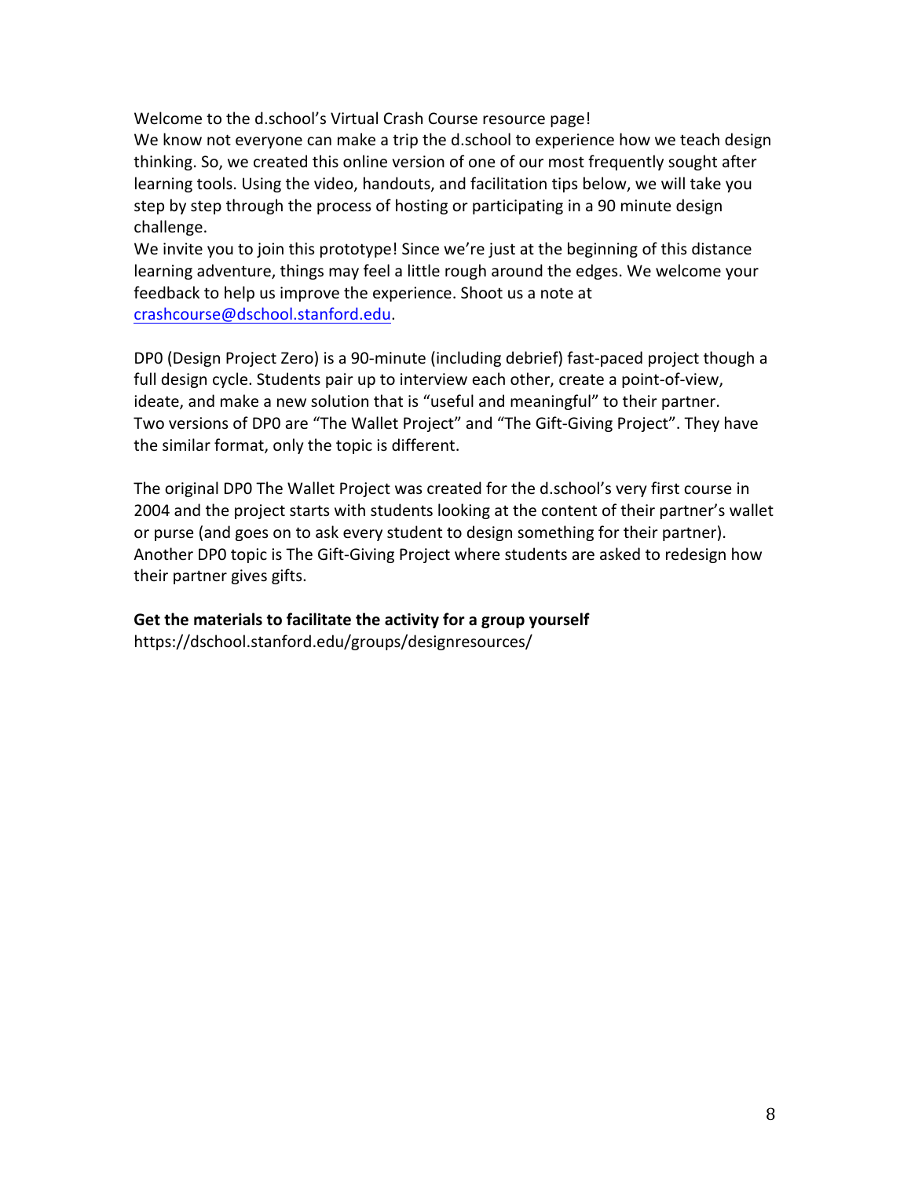Welcome to the d.school's Virtual Crash Course resource page!

We know not everyone can make a trip the d.school to experience how we teach design thinking. So, we created this online version of one of our most frequently sought after learning tools. Using the video, handouts, and facilitation tips below, we will take you step by step through the process of hosting or participating in a 90 minute design challenge.

We invite you to join this prototype! Since we're just at the beginning of this distance learning adventure, things may feel a little rough around the edges. We welcome your feedback to help us improve the experience. Shoot us a note at crashcourse@dschool.stanford.edu.

DP0 (Design Project Zero) is a 90-minute (including debrief) fast-paced project though a full design cycle. Students pair up to interview each other, create a point-of-view, ideate, and make a new solution that is "useful and meaningful" to their partner. Two versions of DP0 are "The Wallet Project" and "The Gift-Giving Project". They have the similar format, only the topic is different.

The original DP0 The Wallet Project was created for the d.school's very first course in 2004 and the project starts with students looking at the content of their partner's wallet or purse (and goes on to ask every student to design something for their partner). Another DP0 topic is The Gift-Giving Project where students are asked to redesign how their partner gives gifts.

**Get the materials to facilitate the activity for a group yourself**

https://dschool.stanford.edu/groups/designresources/